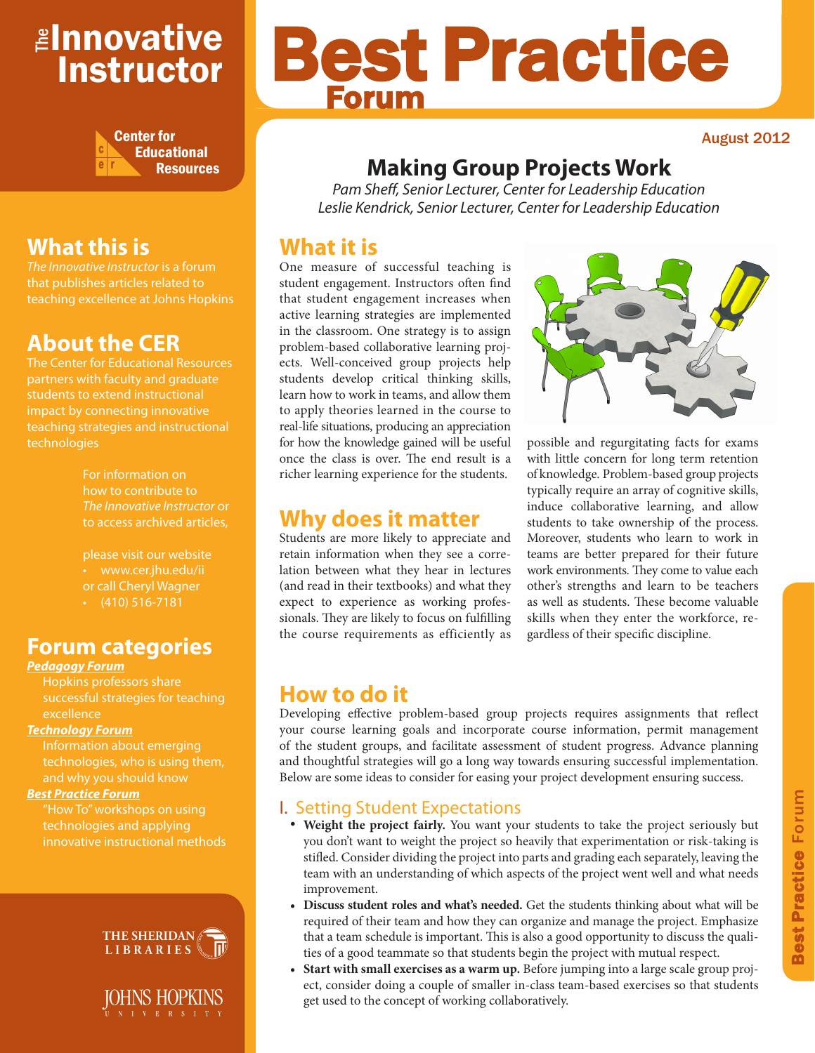# The Innovative Instructor

Center for Educational Resources

## What this is

*The Innovative Instructor* is a forum that publishes articles related to teaching excellence at Johns Hopkins

## About the CER

The Center for Educational Resources partners with faculty and graduate students to extend instructional impact by connecting innovative teaching strategies and instructional technologies

For information on how to contribute to *The Innovative Instructor* or to access archived articles,

please visit our website
- www.cer.jhu.edu/ii

or call Cheryl Wagner
- (410) 516-7181

## Forum categories

***Pedagogy Forum***
Hopkins professors share successful strategies for teaching excellence

***Technology Forum***
Information about emerging technologies, who is using them, and why you should know

***Best Practice Forum***
"How To" workshops on using technologies and applying innovative instructional methods

THE SHERIDAN LIBRARIES

JOHNS HOPKINS UNIVERSITY

# Best Practice Forum

August 2012

## Making Group Projects Work

*Pam Sheff, Senior Lecturer, Center for Leadership Education*
*Leslie Kendrick, Senior Lecturer, Center for Leadership Education*

## What it is

One measure of successful teaching is student engagement. Instructors often find that student engagement increases when active learning strategies are implemented in the classroom. One strategy is to assign problem-based collaborative learning projects. Well-conceived group projects help students develop critical thinking skills, learn how to work in teams, and allow them to apply theories learned in the course to real-life situations, producing an appreciation for how the knowledge gained will be useful once the class is over. The end result is a richer learning experience for the students.

## Why does it matter

Students are more likely to appreciate and retain information when they see a correlation between what they hear in lectures (and read in their textbooks) and what they expect to experience as working professionals. They are likely to focus on fulfilling the course requirements as efficiently as possible and regurgitating facts for exams with little concern for long term retention of knowledge. Problem-based group projects typically require an array of cognitive skills, induce collaborative learning, and allow students to take ownership of the process. Moreover, students who learn to work in teams are better prepared for their future work environments. They come to value each other's strengths and learn to be teachers as well as students. These become valuable skills when they enter the workforce, regardless of their specific discipline.

## How to do it

Developing effective problem-based group projects requires assignments that reflect your course learning goals and incorporate course information, permit management of the student groups, and facilitate assessment of student progress. Advance planning and thoughtful strategies will go a long way towards ensuring successful implementation. Below are some ideas to consider for easing your project development ensuring success.

### I. Setting Student Expectations

- **Weight the project fairly.** You want your students to take the project seriously but you don't want to weight the project so heavily that experimentation or risk-taking is stifled. Consider dividing the project into parts and grading each separately, leaving the team with an understanding of which aspects of the project went well and what needs improvement.
- **Discuss student roles and what's needed.** Get the students thinking about what will be required of their team and how they can organize and manage the project. Emphasize that a team schedule is important. This is also a good opportunity to discuss the qualities of a good teammate so that students begin the project with mutual respect.
- **Start with small exercises as a warm up.** Before jumping into a large scale group project, consider doing a couple of smaller in-class team-based exercises so that students get used to the concept of working collaboratively.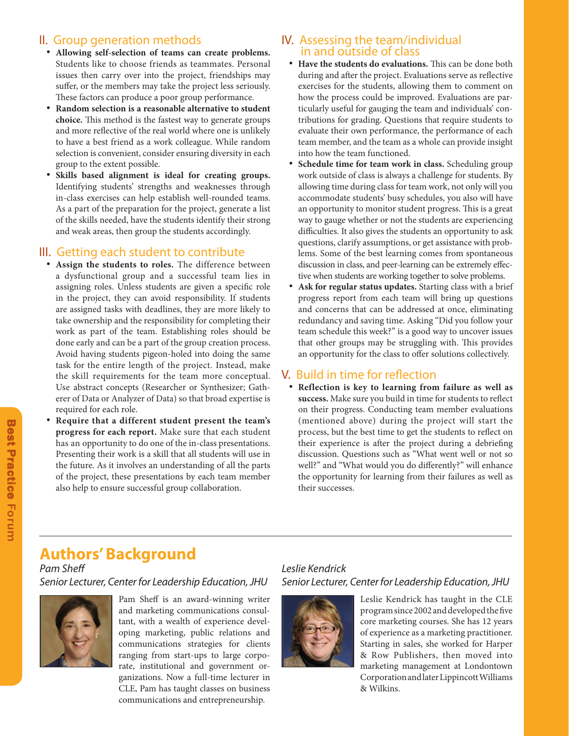## II. Group generation methods

- **Allowing self-selection of teams can create problems.** Students like to choose friends as teammates. Personal issues then carry over into the project, friendships may suffer, or the members may take the project less seriously. These factors can produce a poor group performance.
- **Random selection is a reasonable alternative to student choice.** This method is the fastest way to generate groups and more reflective of the real world where one is unlikely to have a best friend as a work colleague. While random selection is convenient, consider ensuring diversity in each group to the extent possible.
- **Skills based alignment is ideal for creating groups.** Identifying students' strengths and weaknesses through in-class exercises can help establish well-rounded teams. As a part of the preparation for the project, generate a list of the skills needed, have the students identify their strong and weak areas, then group the students accordingly.

## III. Getting each student to contribute

- **Assign the students to roles.** The difference between a dysfunctional group and a successful team lies in assigning roles. Unless students are given a specific role in the project, they can avoid responsibility. If students are assigned tasks with deadlines, they are more likely to take ownership and the responsibility for completing their work as part of the team. Establishing roles should be done early and can be a part of the group creation process. Avoid having students pigeon-holed into doing the same task for the entire length of the project. Instead, make the skill requirements for the team more conceptual. Use abstract concepts (Researcher or Synthesizer; Gatherer of Data or Analyzer of Data) so that broad expertise is required for each role.
- **Require that a different student present the team's progress for each report.** Make sure that each student has an opportunity to do one of the in-class presentations. Presenting their work is a skill that all students will use in the future. As it involves an understanding of all the parts of the project, these presentations by each team member also help to ensure successful group collaboration.

## IV. Assessing the team/individual in and outside of class

- **Have the students do evaluations.** This can be done both during and after the project. Evaluations serve as reflective exercises for the students, allowing them to comment on how the process could be improved. Evaluations are particularly useful for gauging the team and individuals' contributions for grading. Questions that require students to evaluate their own performance, the performance of each team member, and the team as a whole can provide insight into how the team functioned.
- **Schedule time for team work in class.** Scheduling group work outside of class is always a challenge for students. By allowing time during class for team work, not only will you accommodate students' busy schedules, you also will have an opportunity to monitor student progress. This is a great way to gauge whether or not the students are experiencing difficulties. It also gives the students an opportunity to ask questions, clarify assumptions, or get assistance with problems. Some of the best learning comes from spontaneous discussion in class, and peer-learning can be extremely effective when students are working together to solve problems.
- **Ask for regular status updates.** Starting class with a brief progress report from each team will bring up questions and concerns that can be addressed at once, eliminating redundancy and saving time. Asking "Did you follow your team schedule this week?" is a good way to uncover issues that other groups may be struggling with. This provides an opportunity for the class to offer solutions collectively.

## V. Build in time for reflection

- **Reflection is key to learning from failure as well as success.** Make sure you build in time for students to reflect on their progress. Conducting team member evaluations (mentioned above) during the project will start the process, but the best time to get the students to reflect on their experience is after the project during a debriefing discussion. Questions such as "What went well or not so well?" and "What would you do differently?" will enhance the opportunity for learning from their failures as well as their successes.

# Authors' Background

*Pam Sheff*

*Senior Lecturer, Center for Leadership Education, JHU*

Pam Sheff is an award-winning writer and marketing communications consultant, with a wealth of experience developing marketing, public relations and communications strategies for clients ranging from start-ups to large corporate, institutional and government organizations. Now a full-time lecturer in CLE, Pam has taught classes on business communications and entrepreneurship.

*Leslie Kendrick*

*Senior Lecturer, Center for Leadership Education, JHU*

Leslie Kendrick has taught in the CLE program since 2002 and developed the five core marketing courses. She has 12 years of experience as a marketing practitioner. Starting in sales, she worked for Harper & Row Publishers, then moved into marketing management at Londontown Corporation and later Lippincott Williams & Wilkins.